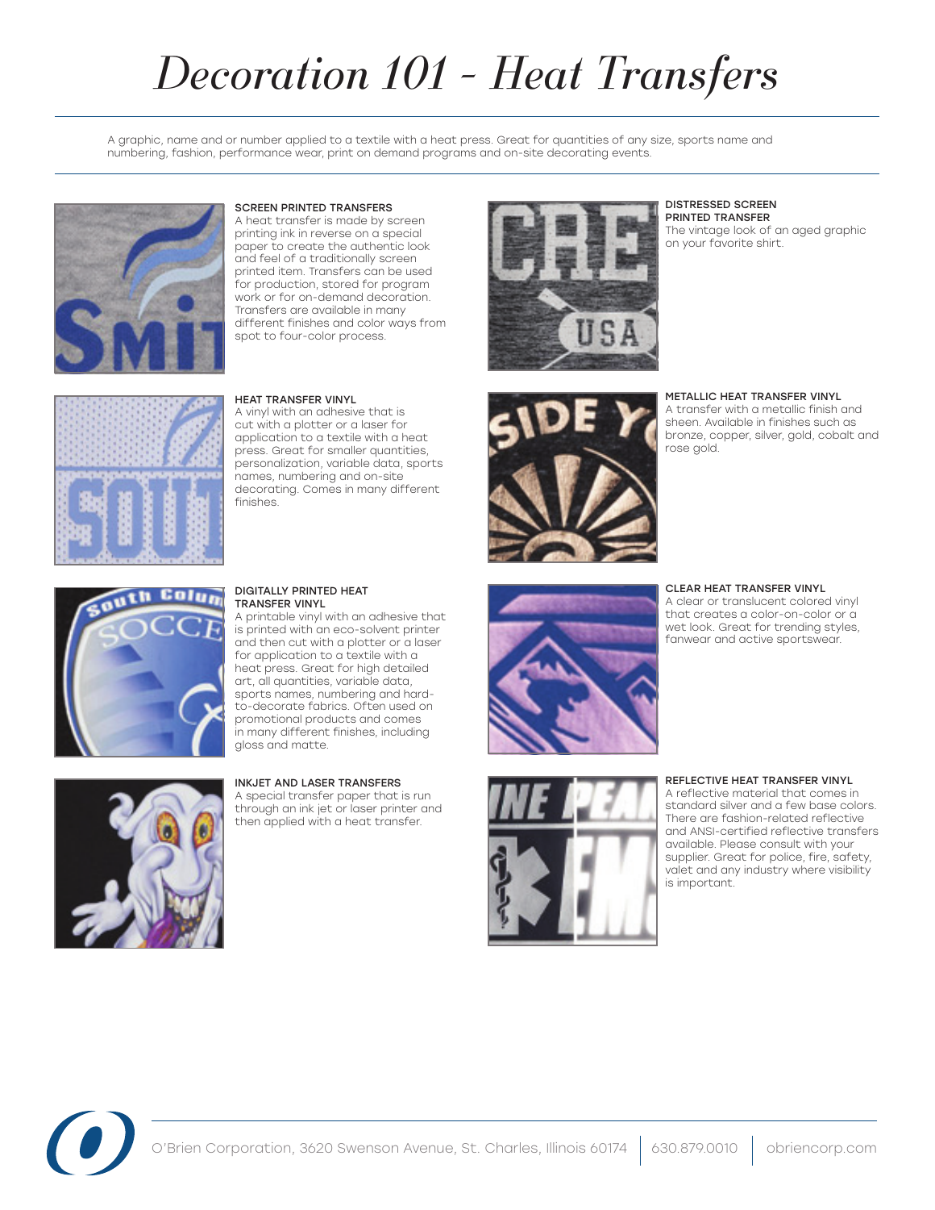# Decoration 101 - Heat Transfers

A graphic, name and or number applied to a textile with a heat press. Great for quantities of any size, sports name and numbering, fashion, performance wear, print on demand programs and on-site decorating events.

### SCREEN PRINTED TRANSFERS

A heat transfer is made by screen printing ink in reverse on a special paper to create the authentic look and feel of a traditionally screen printed item. Transfers can be used for production, stored for program work or for on-demand decoration. Transfers are available in many different finishes and color ways from spot to four-color process.

### DISTRESSED SCREEN PRINTED TRANSFER

The vintage look of an aged graphic on your favorite shirt.

### HEAT TRANSFER VINYL

A vinyl with an adhesive that is cut with a plotter or a laser for application to a textile with a heat press. Great for smaller quantities, personalization, variable data, sports names, numbering and on-site decorating. Comes in many different finishes.

### METALLIC HEAT TRANSFER VINYL

A transfer with a metallic finish and sheen. Available in finishes such as bronze, copper, silver, gold, cobalt and rose gold.

### DIGITALLY PRINTED HEAT TRANSFER VINYL

A printable vinyl with an adhesive that is printed with an eco-solvent printer and then cut with a plotter or a laser for application to a textile with a heat press. Great for high detailed art, all quantities, variable data, sports names, numbering and hard-to-decorate fabrics. Often used on promotional products and comes in many different finishes, including gloss and matte.

### CLEAR HEAT TRANSFER VINYL

A clear or translucent colored vinyl that creates a color-on-color or a wet look. Great for trending styles, fanwear and active sportswear.

### INKJET AND LASER TRANSFERS

A special transfer paper that is run through an ink jet or laser printer and then applied with a heat transfer.

### REFLECTIVE HEAT TRANSFER VINYL

A reflective material that comes in standard silver and a few base colors. There are fashion-related reflective and ANSI-certified reflective transfers available. Please consult with your supplier. Great for police, fire, safety, valet and any industry where visibility is important.

O'Brien Corporation, 3620 Swenson Avenue, St. Charles, Illinois 60174 | 630.879.0010 | obriencorp.com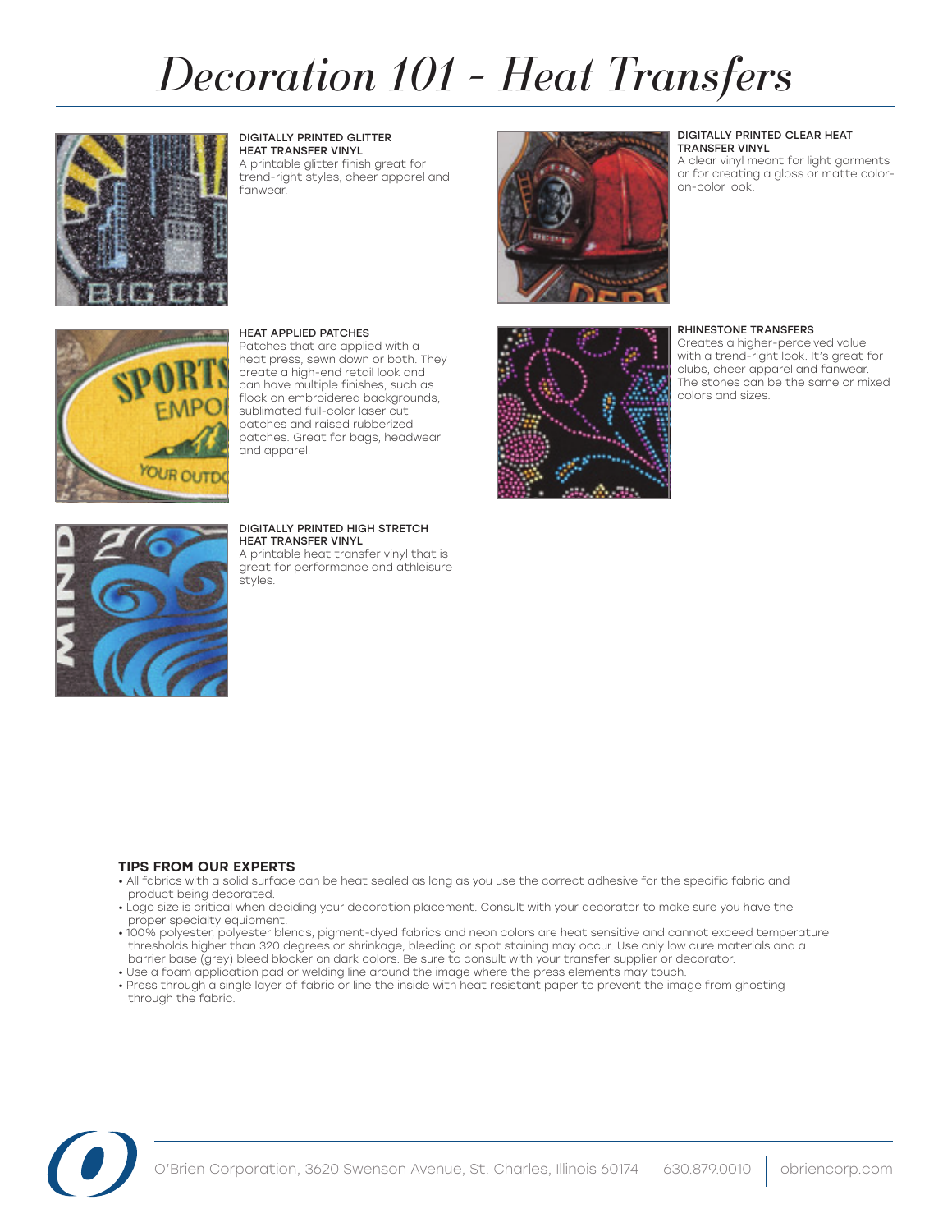# Decoration 101 - Heat Transfers

**DIGITALLY PRINTED GLITTER HEAT TRANSFER VINYL**
A printable glitter finish great for trend-right styles, cheer apparel and fanwear.

**DIGITALLY PRINTED CLEAR HEAT TRANSFER VINYL**
A clear vinyl meant for light garments or for creating a gloss or matte color-on-color look.

**HEAT APPLIED PATCHES**
Patches that are applied with a heat press, sewn down or both. They create a high-end retail look and can have multiple finishes, such as flock on embroidered backgrounds, sublimated full-color laser cut patches and raised rubberized patches. Great for bags, headwear and apparel.

**RHINESTONE TRANSFERS**
Creates a higher-perceived value with a trend-right look. It's great for clubs, cheer apparel and fanwear. The stones can be the same or mixed colors and sizes.

**DIGITALLY PRINTED HIGH STRETCH HEAT TRANSFER VINYL**
A printable heat transfer vinyl that is great for performance and athleisure styles.

## TIPS FROM OUR EXPERTS

- All fabrics with a solid surface can be heat sealed as long as you use the correct adhesive for the specific fabric and product being decorated.
- Logo size is critical when deciding your decoration placement. Consult with your decorator to make sure you have the proper specialty equipment.
- 100% polyester, polyester blends, pigment-dyed fabrics and neon colors are heat sensitive and cannot exceed temperature thresholds higher than 320 degrees or shrinkage, bleeding or spot staining may occur. Use only low cure materials and a barrier base (grey) bleed blocker on dark colors. Be sure to consult with your transfer supplier or decorator.
- Use a foam application pad or welding line around the image where the press elements may touch.
- Press through a single layer of fabric or line the inside with heat resistant paper to prevent the image from ghosting through the fabric.

O'Brien Corporation, 3620 Swenson Avenue, St. Charles, Illinois 60174 | 630.879.0010 | obriencorp.com